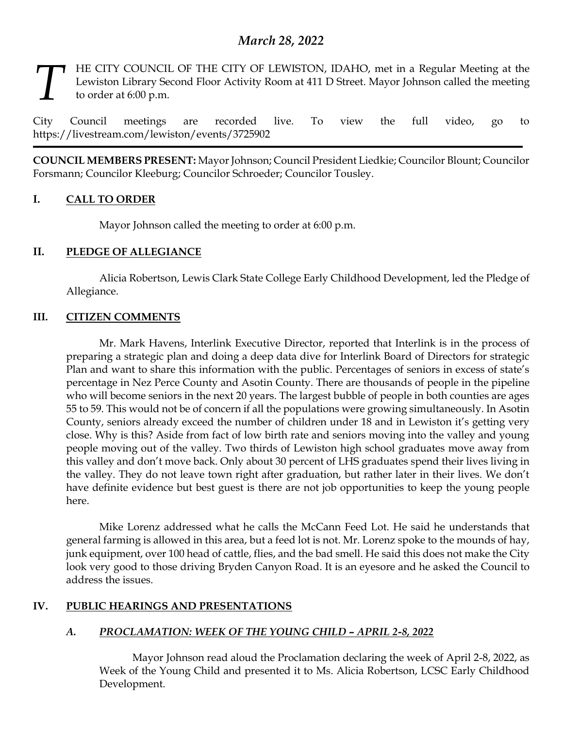## *March 28, 2022*

THE CITY COUNCIL OF THE CITY OF LEWISTON, IDAHO, met in a Regular Meeting at the Lewiston Library Second Floor Activity Room at 411 D Street. Mayor Johnson called the meeting to order at 6:00 p.m.

City Council meetings are recorded live. To view the full video, go to https://livestream.com/lewiston/events/3725902

---

**COUNCIL MEMBERS PRESENT:** Mayor Johnson; Council President Liedkie; Councilor Blount; Councilor Forsmann; Councilor Kleeburg; Councilor Schroeder; Councilor Tousley.

### I. CALL TO ORDER

Mayor Johnson called the meeting to order at 6:00 p.m.

### II. PLEDGE OF ALLEGIANCE

Alicia Robertson, Lewis Clark State College Early Childhood Development, led the Pledge of Allegiance.

### III. CITIZEN COMMENTS

Mr. Mark Havens, Interlink Executive Director, reported that Interlink is in the process of preparing a strategic plan and doing a deep data dive for Interlink Board of Directors for strategic Plan and want to share this information with the public. Percentages of seniors in excess of state's percentage in Nez Perce County and Asotin County. There are thousands of people in the pipeline who will become seniors in the next 20 years. The largest bubble of people in both counties are ages 55 to 59. This would not be of concern if all the populations were growing simultaneously. In Asotin County, seniors already exceed the number of children under 18 and in Lewiston it's getting very close. Why is this? Aside from fact of low birth rate and seniors moving into the valley and young people moving out of the valley. Two thirds of Lewiston high school graduates move away from this valley and don't move back. Only about 30 percent of LHS graduates spend their lives living in the valley. They do not leave town right after graduation, but rather later in their lives. We don't have definite evidence but best guest is there are not job opportunities to keep the young people here.

Mike Lorenz addressed what he calls the McCann Feed Lot. He said he understands that general farming is allowed in this area, but a feed lot is not. Mr. Lorenz spoke to the mounds of hay, junk equipment, over 100 head of cattle, flies, and the bad smell. He said this does not make the City look very good to those driving Bryden Canyon Road. It is an eyesore and he asked the Council to address the issues.

### IV. PUBLIC HEARINGS AND PRESENTATIONS

#### A. *PROCLAMATION: WEEK OF THE YOUNG CHILD – APRIL 2-8, 2022*

Mayor Johnson read aloud the Proclamation declaring the week of April 2-8, 2022, as Week of the Young Child and presented it to Ms. Alicia Robertson, LCSC Early Childhood Development.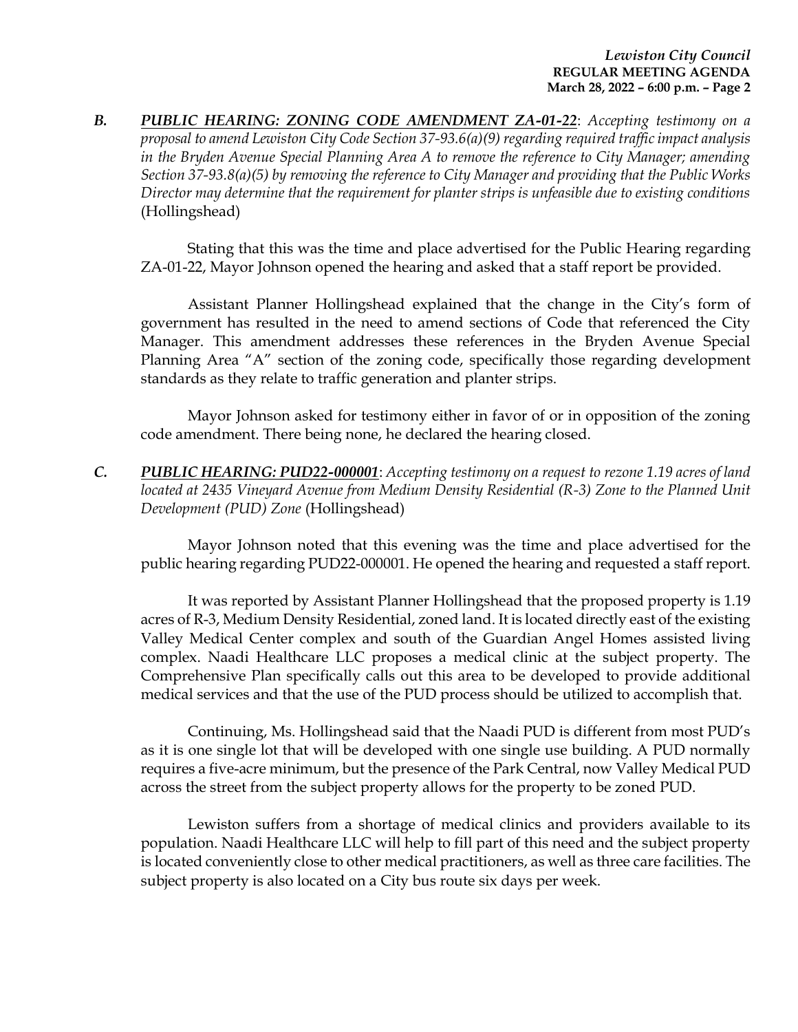***B.*** ***PUBLIC HEARING: ZONING CODE AMENDMENT ZA-01-22***: *Accepting testimony on a proposal to amend Lewiston City Code Section 37-93.6(a)(9) regarding required traffic impact analysis in the Bryden Avenue Special Planning Area A to remove the reference to City Manager; amending Section 37-93.8(a)(5) by removing the reference to City Manager and providing that the Public Works Director may determine that the requirement for planter strips is unfeasible due to existing conditions* (Hollingshead)

Stating that this was the time and place advertised for the Public Hearing regarding ZA-01-22, Mayor Johnson opened the hearing and asked that a staff report be provided.

Assistant Planner Hollingshead explained that the change in the City's form of government has resulted in the need to amend sections of Code that referenced the City Manager. This amendment addresses these references in the Bryden Avenue Special Planning Area "A" section of the zoning code, specifically those regarding development standards as they relate to traffic generation and planter strips.

Mayor Johnson asked for testimony either in favor of or in opposition of the zoning code amendment. There being none, he declared the hearing closed.

***C.*** ***PUBLIC HEARING: PUD22-000001***: *Accepting testimony on a request to rezone 1.19 acres of land located at 2435 Vineyard Avenue from Medium Density Residential (R-3) Zone to the Planned Unit Development (PUD) Zone* (Hollingshead)

Mayor Johnson noted that this evening was the time and place advertised for the public hearing regarding PUD22-000001. He opened the hearing and requested a staff report.

It was reported by Assistant Planner Hollingshead that the proposed property is 1.19 acres of R-3, Medium Density Residential, zoned land. It is located directly east of the existing Valley Medical Center complex and south of the Guardian Angel Homes assisted living complex. Naadi Healthcare LLC proposes a medical clinic at the subject property. The Comprehensive Plan specifically calls out this area to be developed to provide additional medical services and that the use of the PUD process should be utilized to accomplish that.

Continuing, Ms. Hollingshead said that the Naadi PUD is different from most PUD's as it is one single lot that will be developed with one single use building. A PUD normally requires a five-acre minimum, but the presence of the Park Central, now Valley Medical PUD across the street from the subject property allows for the property to be zoned PUD.

Lewiston suffers from a shortage of medical clinics and providers available to its population. Naadi Healthcare LLC will help to fill part of this need and the subject property is located conveniently close to other medical practitioners, as well as three care facilities. The subject property is also located on a City bus route six days per week.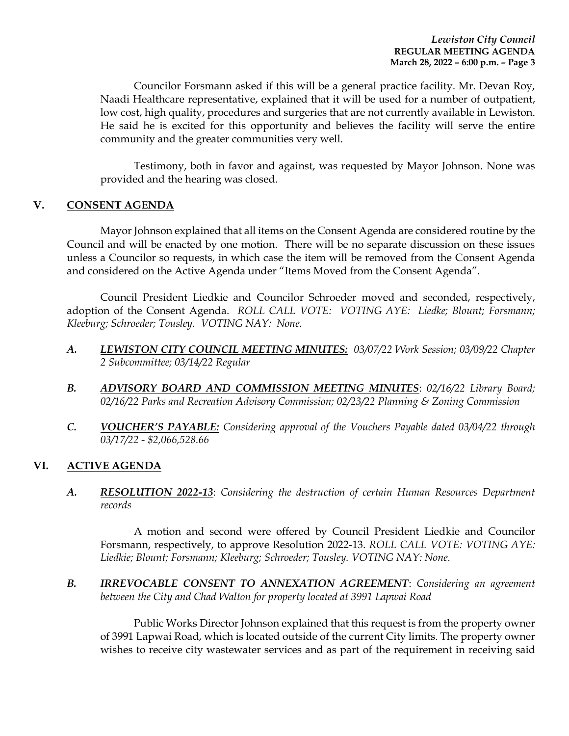Councilor Forsmann asked if this will be a general practice facility. Mr. Devan Roy, Naadi Healthcare representative, explained that it will be used for a number of outpatient, low cost, high quality, procedures and surgeries that are not currently available in Lewiston. He said he is excited for this opportunity and believes the facility will serve the entire community and the greater communities very well.

Testimony, both in favor and against, was requested by Mayor Johnson. None was provided and the hearing was closed.

## V. CONSENT AGENDA

Mayor Johnson explained that all items on the Consent Agenda are considered routine by the Council and will be enacted by one motion. There will be no separate discussion on these issues unless a Councilor so requests, in which case the item will be removed from the Consent Agenda and considered on the Active Agenda under "Items Moved from the Consent Agenda".

Council President Liedkie and Councilor Schroeder moved and seconded, respectively, adoption of the Consent Agenda. *ROLL CALL VOTE: VOTING AYE: Liedke; Blount; Forsmann; Kleeburg; Schroeder; Tousley. VOTING NAY: None.*

*A.* ***LEWISTON CITY COUNCIL MEETING MINUTES:*** *03/07/22 Work Session; 03/09/22 Chapter 2 Subcommittee; 03/14/22 Regular*

*B.* ***ADVISORY BOARD AND COMMISSION MEETING MINUTES***: *02/16/22 Library Board; 02/16/22 Parks and Recreation Advisory Commission; 02/23/22 Planning & Zoning Commission*

*C.* ***VOUCHER'S PAYABLE:*** *Considering approval of the Vouchers Payable dated 03/04/22 through 03/17/22 - $2,066,528.66*

## VI. ACTIVE AGENDA

*A.* ***RESOLUTION 2022-13***: *Considering the destruction of certain Human Resources Department records*

A motion and second were offered by Council President Liedkie and Councilor Forsmann, respectively, to approve Resolution 2022-13. *ROLL CALL VOTE: VOTING AYE: Liedke; Blount; Forsmann; Kleeburg; Schroeder; Tousley. VOTING NAY: None.*

*B.* ***IRREVOCABLE CONSENT TO ANNEXATION AGREEMENT***: *Considering an agreement between the City and Chad Walton for property located at 3991 Lapwai Road*

Public Works Director Johnson explained that this request is from the property owner of 3991 Lapwai Road, which is located outside of the current City limits. The property owner wishes to receive city wastewater services and as part of the requirement in receiving said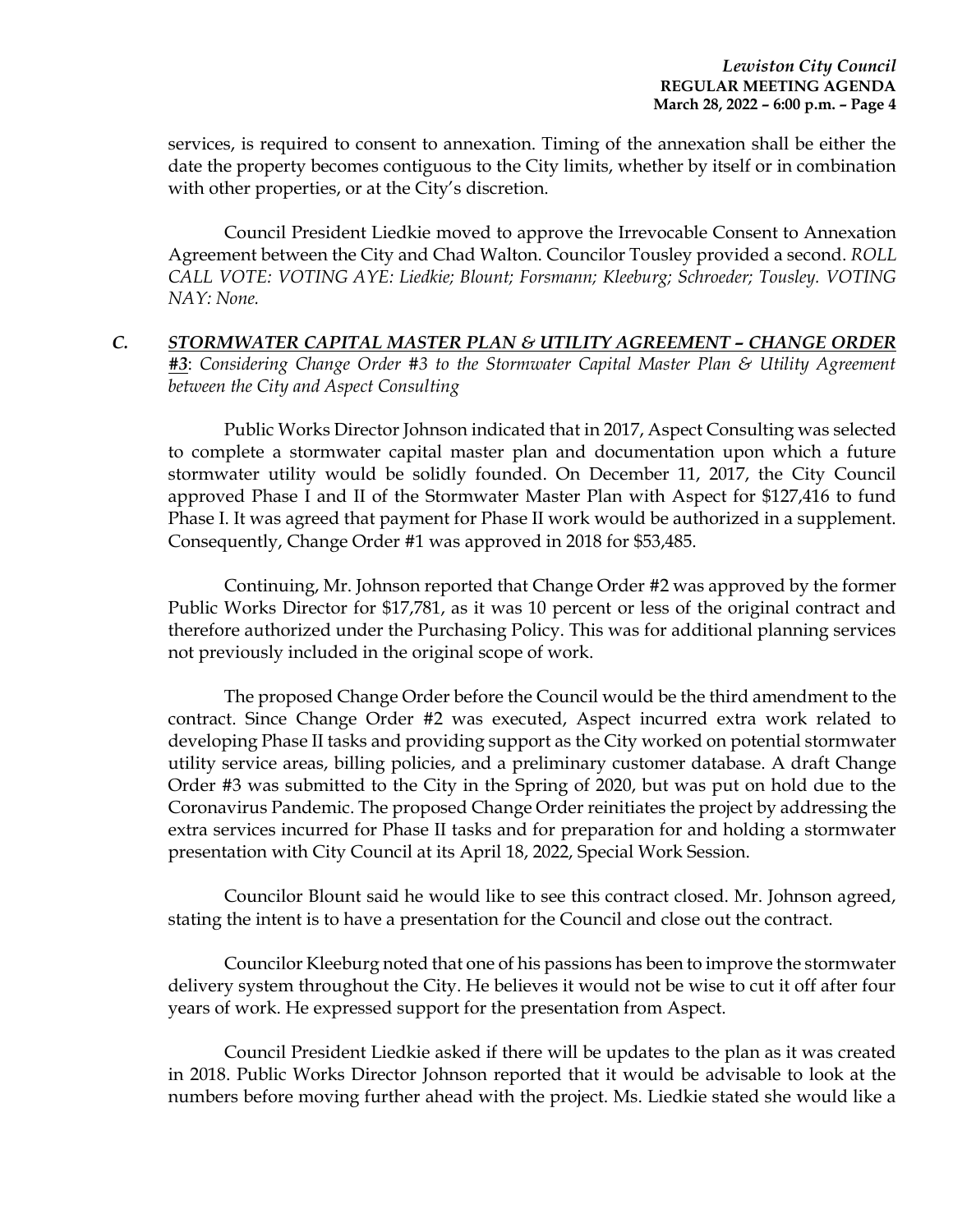services, is required to consent to annexation. Timing of the annexation shall be either the date the property becomes contiguous to the City limits, whether by itself or in combination with other properties, or at the City's discretion.

Council President Liedkie moved to approve the Irrevocable Consent to Annexation Agreement between the City and Chad Walton. Councilor Tousley provided a second. *ROLL CALL VOTE: VOTING AYE: Liedkie; Blount; Forsmann; Kleeburg; Schroeder; Tousley. VOTING NAY: None.*

***C. STORMWATER CAPITAL MASTER PLAN & UTILITY AGREEMENT – CHANGE ORDER #3****: Considering Change Order #3 to the Stormwater Capital Master Plan & Utility Agreement between the City and Aspect Consulting*

Public Works Director Johnson indicated that in 2017, Aspect Consulting was selected to complete a stormwater capital master plan and documentation upon which a future stormwater utility would be solidly founded. On December 11, 2017, the City Council approved Phase I and II of the Stormwater Master Plan with Aspect for $127,416 to fund Phase I. It was agreed that payment for Phase II work would be authorized in a supplement. Consequently, Change Order #1 was approved in 2018 for $53,485.

Continuing, Mr. Johnson reported that Change Order #2 was approved by the former Public Works Director for $17,781, as it was 10 percent or less of the original contract and therefore authorized under the Purchasing Policy. This was for additional planning services not previously included in the original scope of work.

The proposed Change Order before the Council would be the third amendment to the contract. Since Change Order #2 was executed, Aspect incurred extra work related to developing Phase II tasks and providing support as the City worked on potential stormwater utility service areas, billing policies, and a preliminary customer database. A draft Change Order #3 was submitted to the City in the Spring of 2020, but was put on hold due to the Coronavirus Pandemic. The proposed Change Order reinitiates the project by addressing the extra services incurred for Phase II tasks and for preparation for and holding a stormwater presentation with City Council at its April 18, 2022, Special Work Session.

Councilor Blount said he would like to see this contract closed. Mr. Johnson agreed, stating the intent is to have a presentation for the Council and close out the contract.

Councilor Kleeburg noted that one of his passions has been to improve the stormwater delivery system throughout the City. He believes it would not be wise to cut it off after four years of work. He expressed support for the presentation from Aspect.

Council President Liedkie asked if there will be updates to the plan as it was created in 2018. Public Works Director Johnson reported that it would be advisable to look at the numbers before moving further ahead with the project. Ms. Liedkie stated she would like a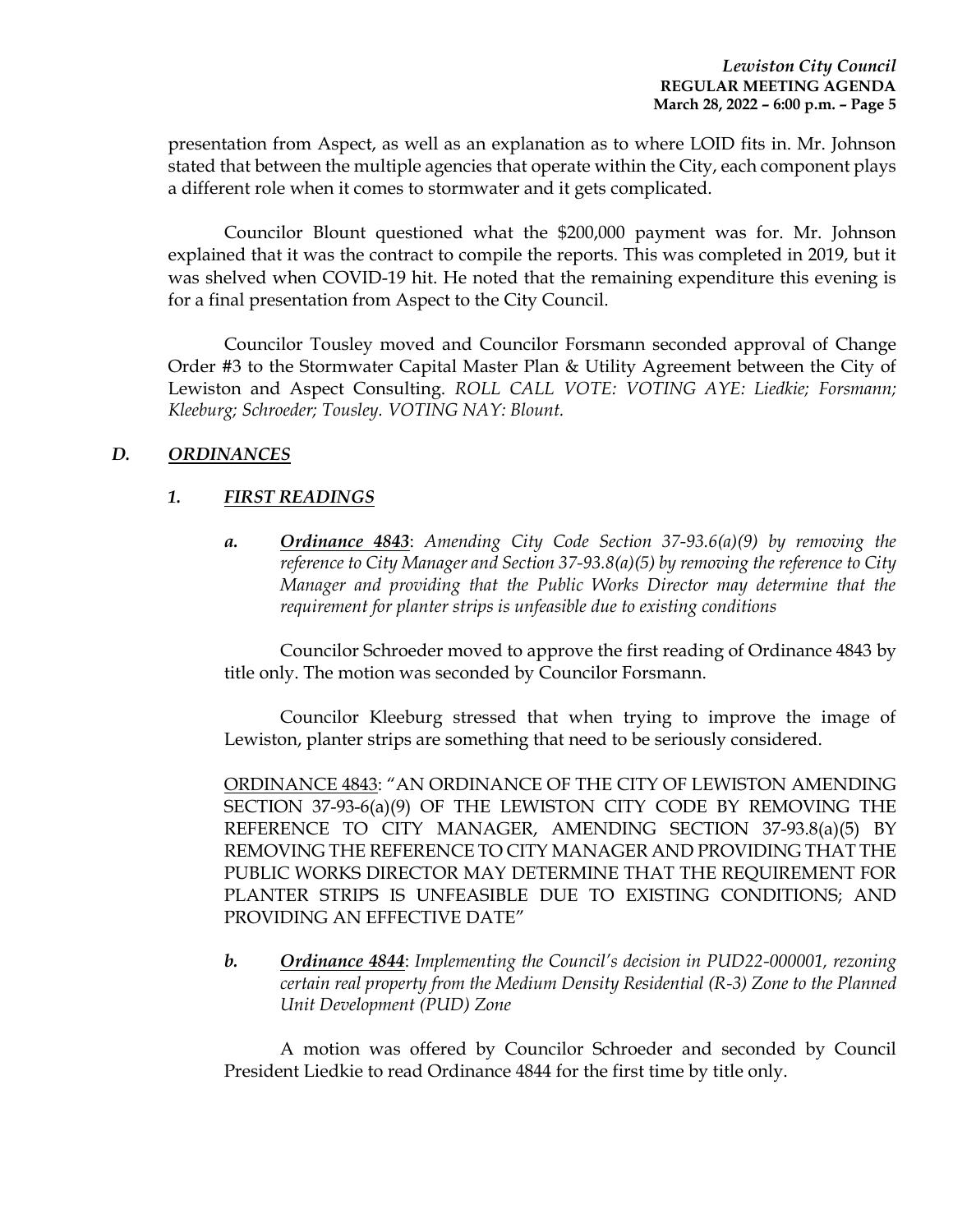presentation from Aspect, as well as an explanation as to where LOID fits in. Mr. Johnson stated that between the multiple agencies that operate within the City, each component plays a different role when it comes to stormwater and it gets complicated.

Councilor Blount questioned what the $200,000 payment was for. Mr. Johnson explained that it was the contract to compile the reports. This was completed in 2019, but it was shelved when COVID-19 hit. He noted that the remaining expenditure this evening is for a final presentation from Aspect to the City Council.

Councilor Tousley moved and Councilor Forsmann seconded approval of Change Order #3 to the Stormwater Capital Master Plan & Utility Agreement between the City of Lewiston and Aspect Consulting. *ROLL CALL VOTE: VOTING AYE: Liedkie; Forsmann; Kleeburg; Schroeder; Tousley. VOTING NAY: Blount.*

## *D. ORDINANCES*

### *1. FIRST READINGS*

***a. Ordinance 4843***: *Amending City Code Section 37-93.6(a)(9) by removing the reference to City Manager and Section 37-93.8(a)(5) by removing the reference to City Manager and providing that the Public Works Director may determine that the requirement for planter strips is unfeasible due to existing conditions*

Councilor Schroeder moved to approve the first reading of Ordinance 4843 by title only. The motion was seconded by Councilor Forsmann.

Councilor Kleeburg stressed that when trying to improve the image of Lewiston, planter strips are something that need to be seriously considered.

ORDINANCE 4843: "AN ORDINANCE OF THE CITY OF LEWISTON AMENDING SECTION 37-93-6(a)(9) OF THE LEWISTON CITY CODE BY REMOVING THE REFERENCE TO CITY MANAGER, AMENDING SECTION 37-93.8(a)(5) BY REMOVING THE REFERENCE TO CITY MANAGER AND PROVIDING THAT THE PUBLIC WORKS DIRECTOR MAY DETERMINE THAT THE REQUIREMENT FOR PLANTER STRIPS IS UNFEASIBLE DUE TO EXISTING CONDITIONS; AND PROVIDING AN EFFECTIVE DATE"

***b. Ordinance 4844***: *Implementing the Council's decision in PUD22-000001, rezoning certain real property from the Medium Density Residential (R-3) Zone to the Planned Unit Development (PUD) Zone*

A motion was offered by Councilor Schroeder and seconded by Council President Liedkie to read Ordinance 4844 for the first time by title only.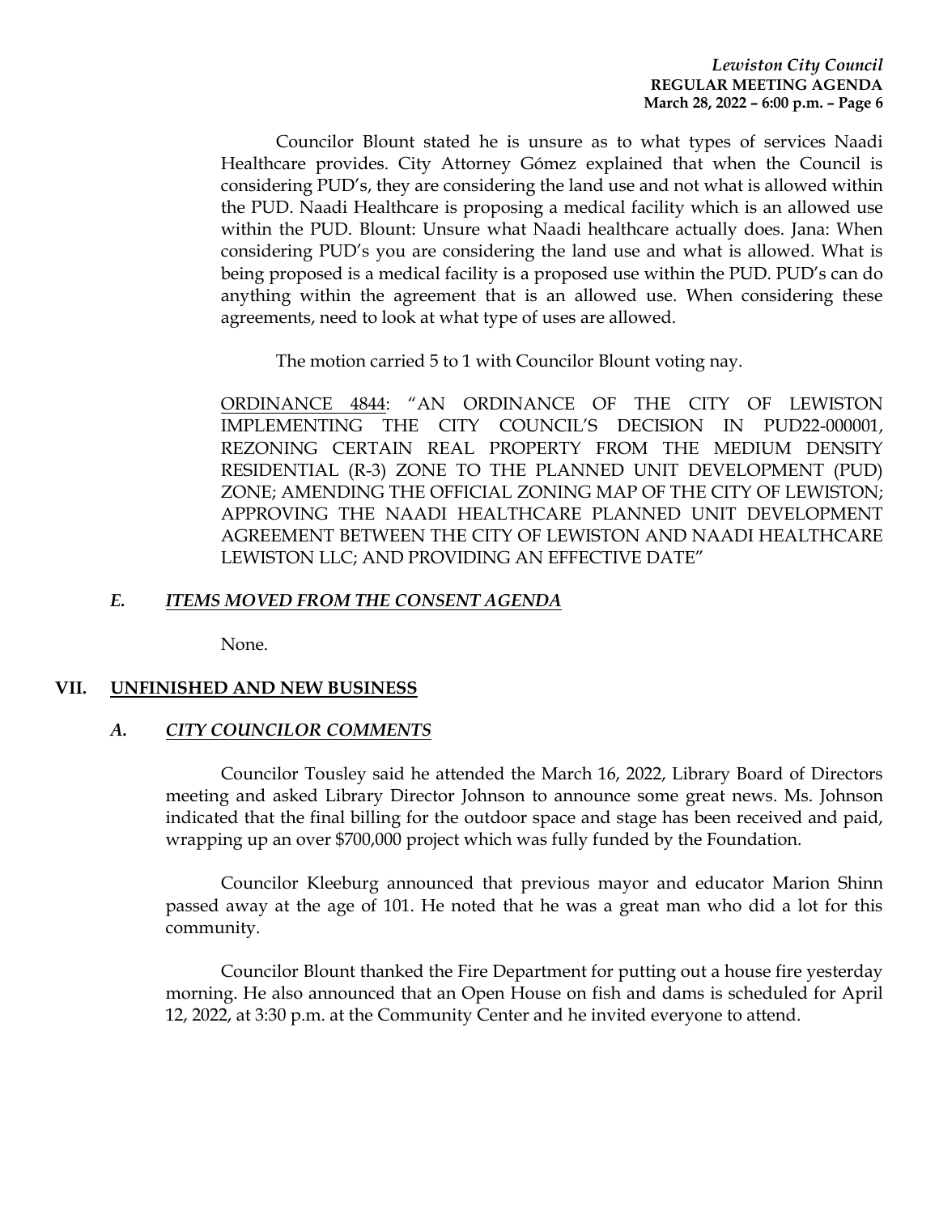Councilor Blount stated he is unsure as to what types of services Naadi Healthcare provides. City Attorney Gómez explained that when the Council is considering PUD's, they are considering the land use and not what is allowed within the PUD. Naadi Healthcare is proposing a medical facility which is an allowed use within the PUD. Blount: Unsure what Naadi healthcare actually does. Jana: When considering PUD's you are considering the land use and what is allowed. What is being proposed is a medical facility is a proposed use within the PUD. PUD's can do anything within the agreement that is an allowed use. When considering these agreements, need to look at what type of uses are allowed.

The motion carried 5 to 1 with Councilor Blount voting nay.

<u>ORDINANCE 4844</u>: "AN ORDINANCE OF THE CITY OF LEWISTON IMPLEMENTING THE CITY COUNCIL'S DECISION IN PUD22-000001, REZONING CERTAIN REAL PROPERTY FROM THE MEDIUM DENSITY RESIDENTIAL (R-3) ZONE TO THE PLANNED UNIT DEVELOPMENT (PUD) ZONE; AMENDING THE OFFICIAL ZONING MAP OF THE CITY OF LEWISTON; APPROVING THE NAADI HEALTHCARE PLANNED UNIT DEVELOPMENT AGREEMENT BETWEEN THE CITY OF LEWISTON AND NAADI HEALTHCARE LEWISTON LLC; AND PROVIDING AN EFFECTIVE DATE"

### *E. ITEMS MOVED FROM THE CONSENT AGENDA*

None.

## VII. UNFINISHED AND NEW BUSINESS

### *A. CITY COUNCILOR COMMENTS*

Councilor Tousley said he attended the March 16, 2022, Library Board of Directors meeting and asked Library Director Johnson to announce some great news. Ms. Johnson indicated that the final billing for the outdoor space and stage has been received and paid, wrapping up an over $700,000 project which was fully funded by the Foundation.

Councilor Kleeburg announced that previous mayor and educator Marion Shinn passed away at the age of 101. He noted that he was a great man who did a lot for this community.

Councilor Blount thanked the Fire Department for putting out a house fire yesterday morning. He also announced that an Open House on fish and dams is scheduled for April 12, 2022, at 3:30 p.m. at the Community Center and he invited everyone to attend.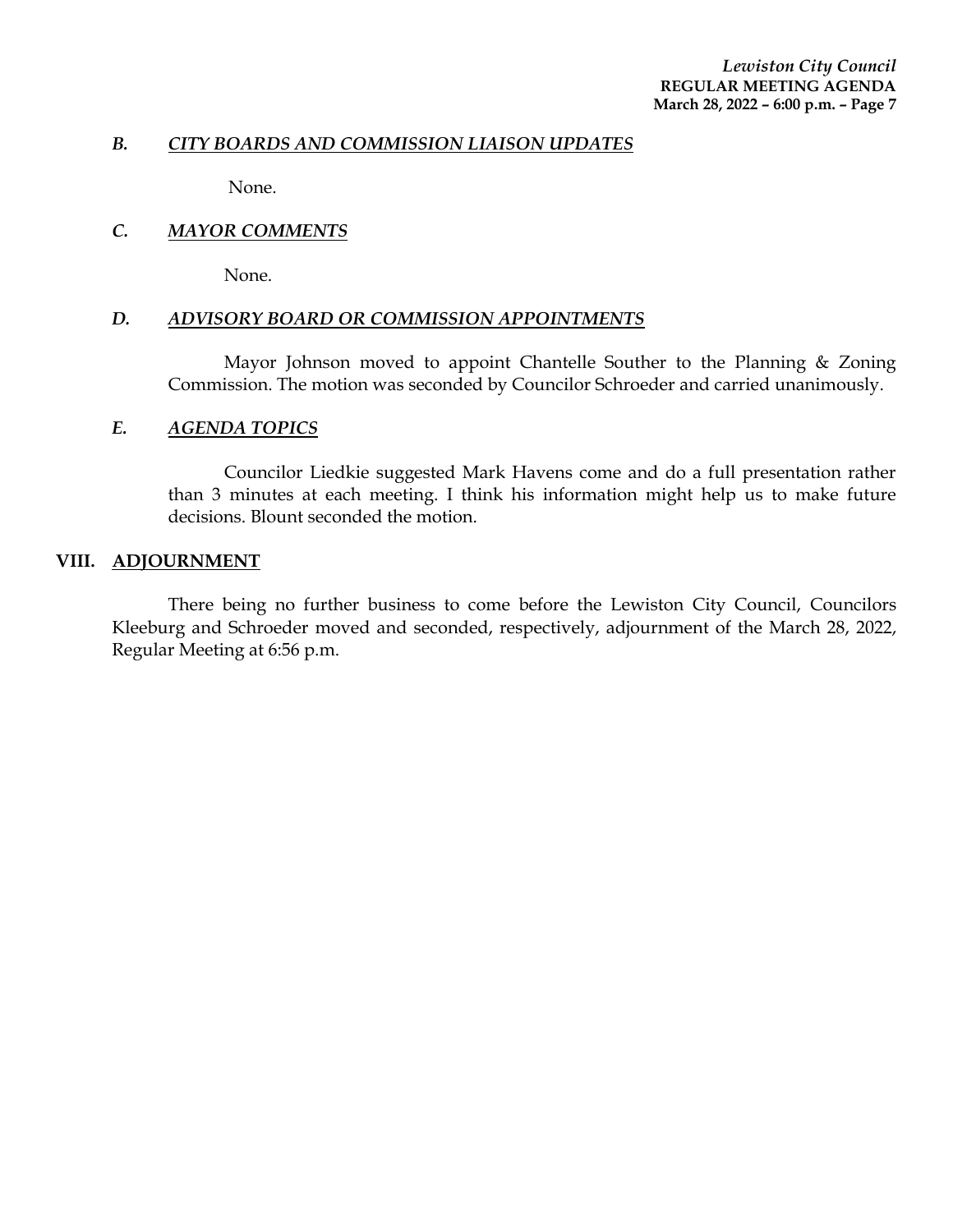### *B. CITY BOARDS AND COMMISSION LIAISON UPDATES*

None.

### *C. MAYOR COMMENTS*

None.

### *D. ADVISORY BOARD OR COMMISSION APPOINTMENTS*

Mayor Johnson moved to appoint Chantelle Souther to the Planning & Zoning Commission. The motion was seconded by Councilor Schroeder and carried unanimously.

### *E. AGENDA TOPICS*

Councilor Liedkie suggested Mark Havens come and do a full presentation rather than 3 minutes at each meeting. I think his information might help us to make future decisions. Blount seconded the motion.

## VIII. ADJOURNMENT

There being no further business to come before the Lewiston City Council, Councilors Kleeburg and Schroeder moved and seconded, respectively, adjournment of the March 28, 2022, Regular Meeting at 6:56 p.m.